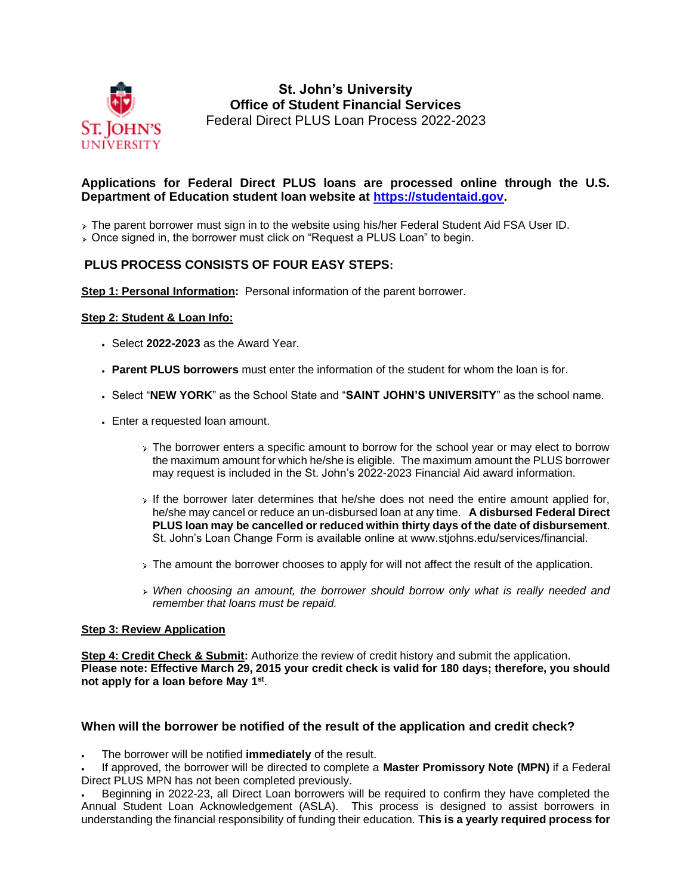# St. John's University
## Office of Student Financial Services
### Federal Direct PLUS Loan Process 2022-2023

**Applications for Federal Direct PLUS loans are processed online through the U.S. Department of Education student loan website at [https://studentaid.gov](https://studentaid.gov).**

- The parent borrower must sign in to the website using his/her Federal Student Aid FSA User ID.
- Once signed in, the borrower must click on "Request a PLUS Loan" to begin.

## PLUS PROCESS CONSISTS OF FOUR EASY STEPS:

**Step 1: Personal Information:** Personal information of the parent borrower.

**Step 2: Student & Loan Info:**

- Select **2022-2023** as the Award Year.
- **Parent PLUS borrowers** must enter the information of the student for whom the loan is for.
- Select "**NEW YORK**" as the School State and "**SAINT JOHN'S UNIVERSITY**" as the school name.
- Enter a requested loan amount.
  - The borrower enters a specific amount to borrow for the school year or may elect to borrow the maximum amount for which he/she is eligible. The maximum amount the PLUS borrower may request is included in the St. John's 2022-2023 Financial Aid award information.
  - If the borrower later determines that he/she does not need the entire amount applied for, he/she may cancel or reduce an un-disbursed loan at any time. **A disbursed Federal Direct PLUS loan may be cancelled or reduced within thirty days of the date of disbursement**. St. John's Loan Change Form is available online at www.stjohns.edu/services/financial.
  - The amount the borrower chooses to apply for will not affect the result of the application.
  - *When choosing an amount, the borrower should borrow only what is really needed and remember that loans must be repaid.*

**Step 3: Review Application**

**Step 4: Credit Check & Submit:** Authorize the review of credit history and submit the application.
**Please note: Effective March 29, 2015 your credit check is valid for 180 days; therefore, you should not apply for a loan before May 1st**.

### When will the borrower be notified of the result of the application and credit check?

- The borrower will be notified **immediately** of the result.
- If approved, the borrower will be directed to complete a **Master Promissory Note (MPN)** if a Federal Direct PLUS MPN has not been completed previously.
- Beginning in 2022-23, all Direct Loan borrowers will be required to confirm they have completed the Annual Student Loan Acknowledgement (ASLA). This process is designed to assist borrowers in understanding the financial responsibility of funding their education. T**his is a yearly required process for**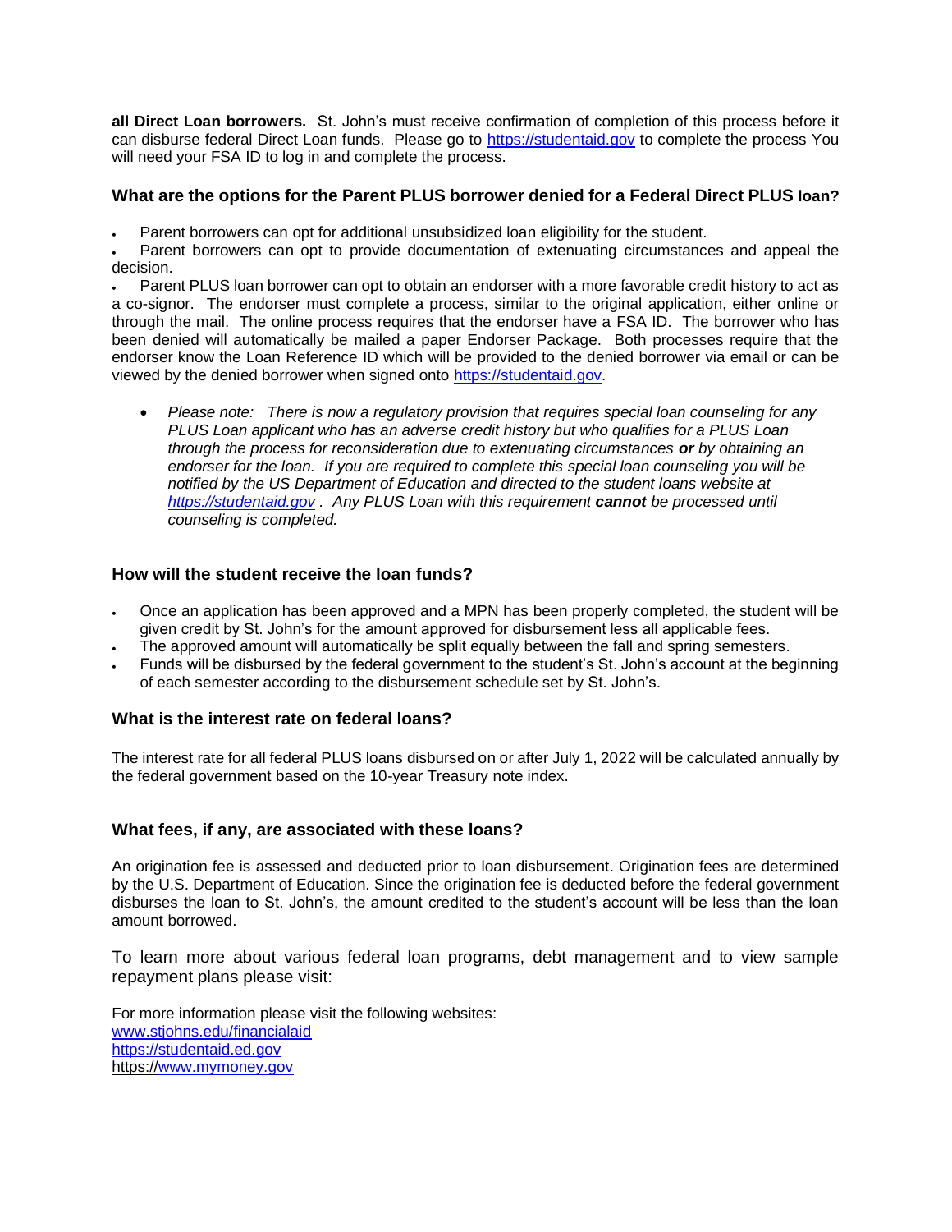**all Direct Loan borrowers.** St. John's must receive confirmation of completion of this process before it can disburse federal Direct Loan funds. Please go to https://studentaid.gov to complete the process You will need your FSA ID to log in and complete the process.

### What are the options for the Parent PLUS borrower denied for a Federal Direct PLUS loan?

- Parent borrowers can opt for additional unsubsidized loan eligibility for the student.
- Parent borrowers can opt to provide documentation of extenuating circumstances and appeal the decision.
- Parent PLUS loan borrower can opt to obtain an endorser with a more favorable credit history to act as a co-signor. The endorser must complete a process, similar to the original application, either online or through the mail. The online process requires that the endorser have a FSA ID. The borrower who has been denied will automatically be mailed a paper Endorser Package. Both processes require that the endorser know the Loan Reference ID which will be provided to the denied borrower via email or can be viewed by the denied borrower when signed onto https://studentaid.gov.

  - *Please note: There is now a regulatory provision that requires special loan counseling for any PLUS Loan applicant who has an adverse credit history but who qualifies for a PLUS Loan through the process for reconsideration due to extenuating circumstances **or** by obtaining an endorser for the loan. If you are required to complete this special loan counseling you will be notified by the US Department of Education and directed to the student loans website at https://studentaid.gov . Any PLUS Loan with this requirement **cannot** be processed until counseling is completed.*

### How will the student receive the loan funds?

- Once an application has been approved and a MPN has been properly completed, the student will be given credit by St. John's for the amount approved for disbursement less all applicable fees.
- The approved amount will automatically be split equally between the fall and spring semesters.
- Funds will be disbursed by the federal government to the student's St. John's account at the beginning of each semester according to the disbursement schedule set by St. John's.

### What is the interest rate on federal loans?

The interest rate for all federal PLUS loans disbursed on or after July 1, 2022 will be calculated annually by the federal government based on the 10-year Treasury note index.

### What fees, if any, are associated with these loans?

An origination fee is assessed and deducted prior to loan disbursement. Origination fees are determined by the U.S. Department of Education. Since the origination fee is deducted before the federal government disburses the loan to St. John's, the amount credited to the student's account will be less than the loan amount borrowed.

To learn more about various federal loan programs, debt management and to view sample repayment plans please visit:

For more information please visit the following websites:
www.stjohns.edu/financialaid
https://studentaid.ed.gov
https://www.mymoney.gov